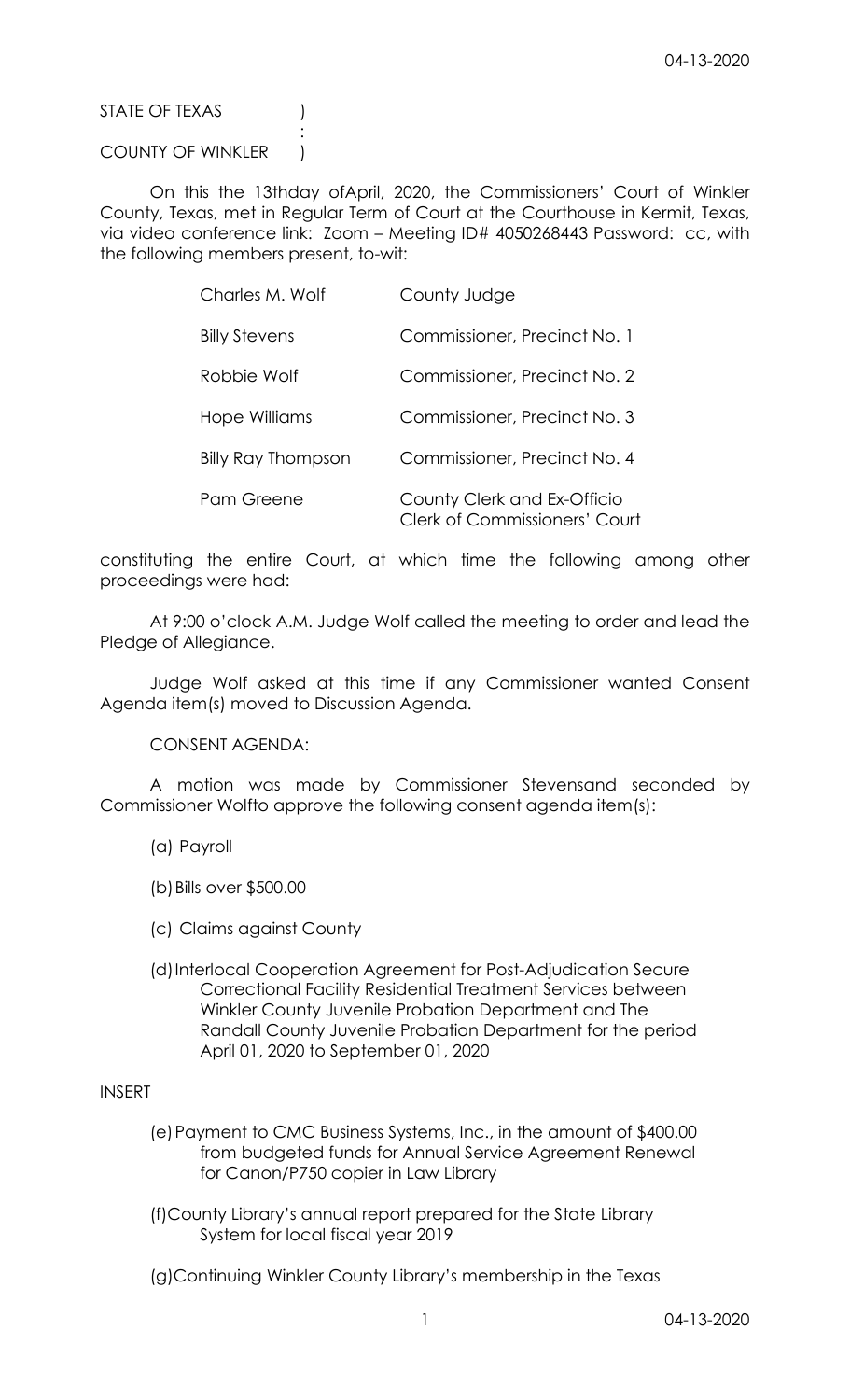STATE OF TEXAS )
:
COUNTY OF WINKLER )

On this the 13thday ofApril, 2020, the Commissioners' Court of Winkler County, Texas, met in Regular Term of Court at the Courthouse in Kermit, Texas, via video conference link: Zoom – Meeting ID# 4050268443 Password: cc, with the following members present, to-wit:

| | |
|---|---|
| Charles M. Wolf | County Judge |
| Billy Stevens | Commissioner, Precinct No. 1 |
| Robbie Wolf | Commissioner, Precinct No. 2 |
| Hope Williams | Commissioner, Precinct No. 3 |
| Billy Ray Thompson | Commissioner, Precinct No. 4 |
| Pam Greene | County Clerk and Ex-Officio Clerk of Commissioners' Court |

constituting the entire Court, at which time the following among other proceedings were had:

At 9:00 o'clock A.M. Judge Wolf called the meeting to order and lead the Pledge of Allegiance.

Judge Wolf asked at this time if any Commissioner wanted Consent Agenda item(s) moved to Discussion Agenda.

CONSENT AGENDA:

A motion was made by Commissioner Stevensand seconded by Commissioner Wolfto approve the following consent agenda item(s):

(a) Payroll

(b) Bills over $500.00

(c) Claims against County

(d) Interlocal Cooperation Agreement for Post-Adjudication Secure Correctional Facility Residential Treatment Services between Winkler County Juvenile Probation Department and The Randall County Juvenile Probation Department for the period April 01, 2020 to September 01, 2020

INSERT

(e) Payment to CMC Business Systems, Inc., in the amount of $400.00 from budgeted funds for Annual Service Agreement Renewal for Canon/P750 copier in Law Library

(f) County Library's annual report prepared for the State Library System for local fiscal year 2019

(g) Continuing Winkler County Library's membership in the Texas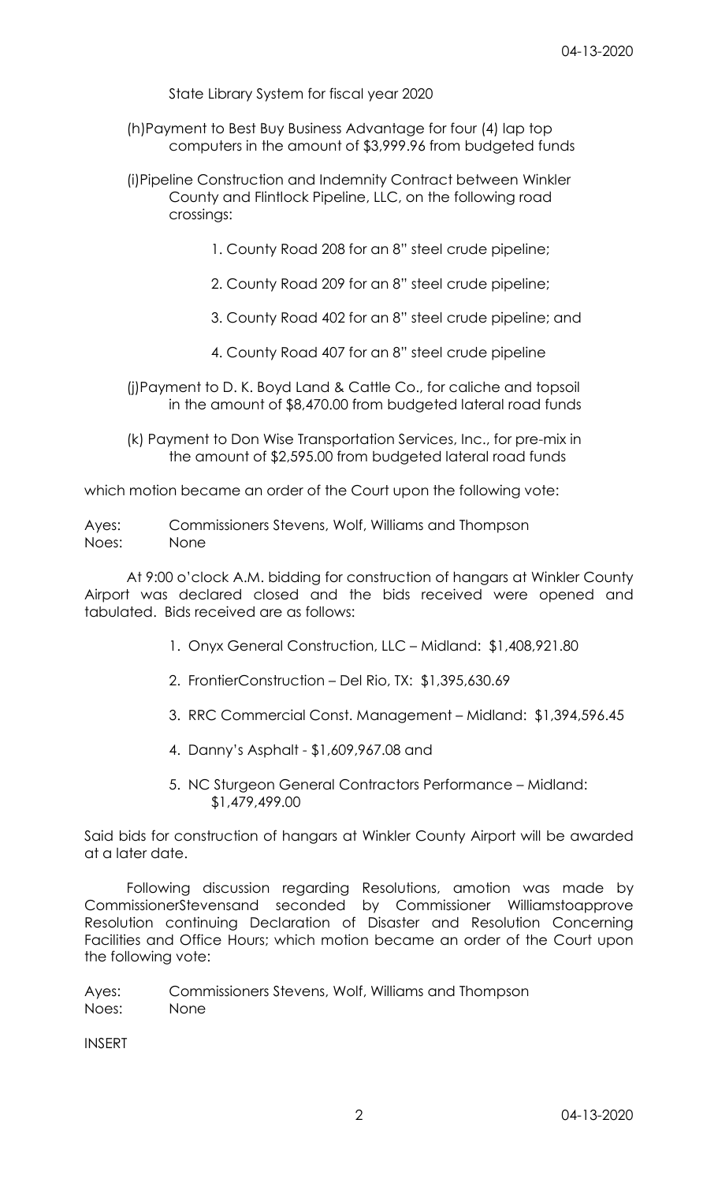State Library System for fiscal year 2020

(h)Payment to Best Buy Business Advantage for four (4) lap top computers in the amount of $3,999.96 from budgeted funds

(i)Pipeline Construction and Indemnity Contract between Winkler County and Flintlock Pipeline, LLC, on the following road crossings:

1. County Road 208 for an 8" steel crude pipeline;
2. County Road 209 for an 8" steel crude pipeline;
3. County Road 402 for an 8" steel crude pipeline; and
4. County Road 407 for an 8" steel crude pipeline

(j)Payment to D. K. Boyd Land & Cattle Co., for caliche and topsoil in the amount of $8,470.00 from budgeted lateral road funds

(k) Payment to Don Wise Transportation Services, Inc., for pre-mix in the amount of $2,595.00 from budgeted lateral road funds

which motion became an order of the Court upon the following vote:

Ayes: Commissioners Stevens, Wolf, Williams and Thompson
Noes: None

At 9:00 o'clock A.M. bidding for construction of hangars at Winkler County Airport was declared closed and the bids received were opened and tabulated. Bids received are as follows:

1. Onyx General Construction, LLC – Midland: $1,408,921.80
2. FrontierConstruction – Del Rio, TX: $1,395,630.69
3. RRC Commercial Const. Management – Midland: $1,394,596.45
4. Danny's Asphalt - $1,609,967.08 and
5. NC Sturgeon General Contractors Performance – Midland: $1,479,499.00

Said bids for construction of hangars at Winkler County Airport will be awarded at a later date.

Following discussion regarding Resolutions, amotion was made by CommissionerStevensand seconded by Commissioner Williamstoapprove Resolution continuing Declaration of Disaster and Resolution Concerning Facilities and Office Hours; which motion became an order of the Court upon the following vote:

Ayes: Commissioners Stevens, Wolf, Williams and Thompson
Noes: None

INSERT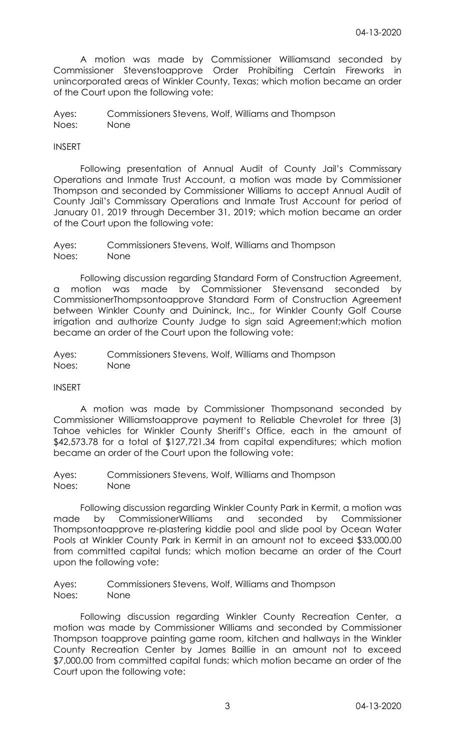A motion was made by Commissioner Williamsand seconded by Commissioner Stevenstoapprove Order Prohibiting Certain Fireworks in unincorporated areas of Winkler County, Texas; which motion became an order of the Court upon the following vote:

Ayes: Commissioners Stevens, Wolf, Williams and Thompson
Noes: None

INSERT

Following presentation of Annual Audit of County Jail's Commissary Operations and Inmate Trust Account, a motion was made by Commissioner Thompson and seconded by Commissioner Williams to accept Annual Audit of County Jail's Commissary Operations and Inmate Trust Account for period of January 01, 2019 through December 31, 2019; which motion became an order of the Court upon the following vote:

Ayes: Commissioners Stevens, Wolf, Williams and Thompson
Noes: None

Following discussion regarding Standard Form of Construction Agreement, a motion was made by Commissioner Stevensand seconded by CommissionerThompsontoapprove Standard Form of Construction Agreement between Winkler County and Duininck, Inc., for Winkler County Golf Course irrigation and authorize County Judge to sign said Agreement;which motion became an order of the Court upon the following vote:

Ayes: Commissioners Stevens, Wolf, Williams and Thompson
Noes: None

INSERT

A motion was made by Commissioner Thompsonand seconded by Commissioner Williamstoapprove payment to Reliable Chevrolet for three (3) Tahoe vehicles for Winkler County Sheriff's Office, each in the amount of $42,573.78 for a total of $127,721.34 from capital expenditures; which motion became an order of the Court upon the following vote:

Ayes: Commissioners Stevens, Wolf, Williams and Thompson
Noes: None

Following discussion regarding Winkler County Park in Kermit, a motion was made by CommissionerWilliams and seconded by Commissioner Thompsontoapprove re-plastering kiddie pool and slide pool by Ocean Water Pools at Winkler County Park in Kermit in an amount not to exceed $33,000.00 from committed capital funds; which motion became an order of the Court upon the following vote:

Ayes: Commissioners Stevens, Wolf, Williams and Thompson
Noes: None

Following discussion regarding Winkler County Recreation Center, a motion was made by Commissioner Williams and seconded by Commissioner Thompson toapprove painting game room, kitchen and hallways in the Winkler County Recreation Center by James Baillie in an amount not to exceed $7,000.00 from committed capital funds; which motion became an order of the Court upon the following vote: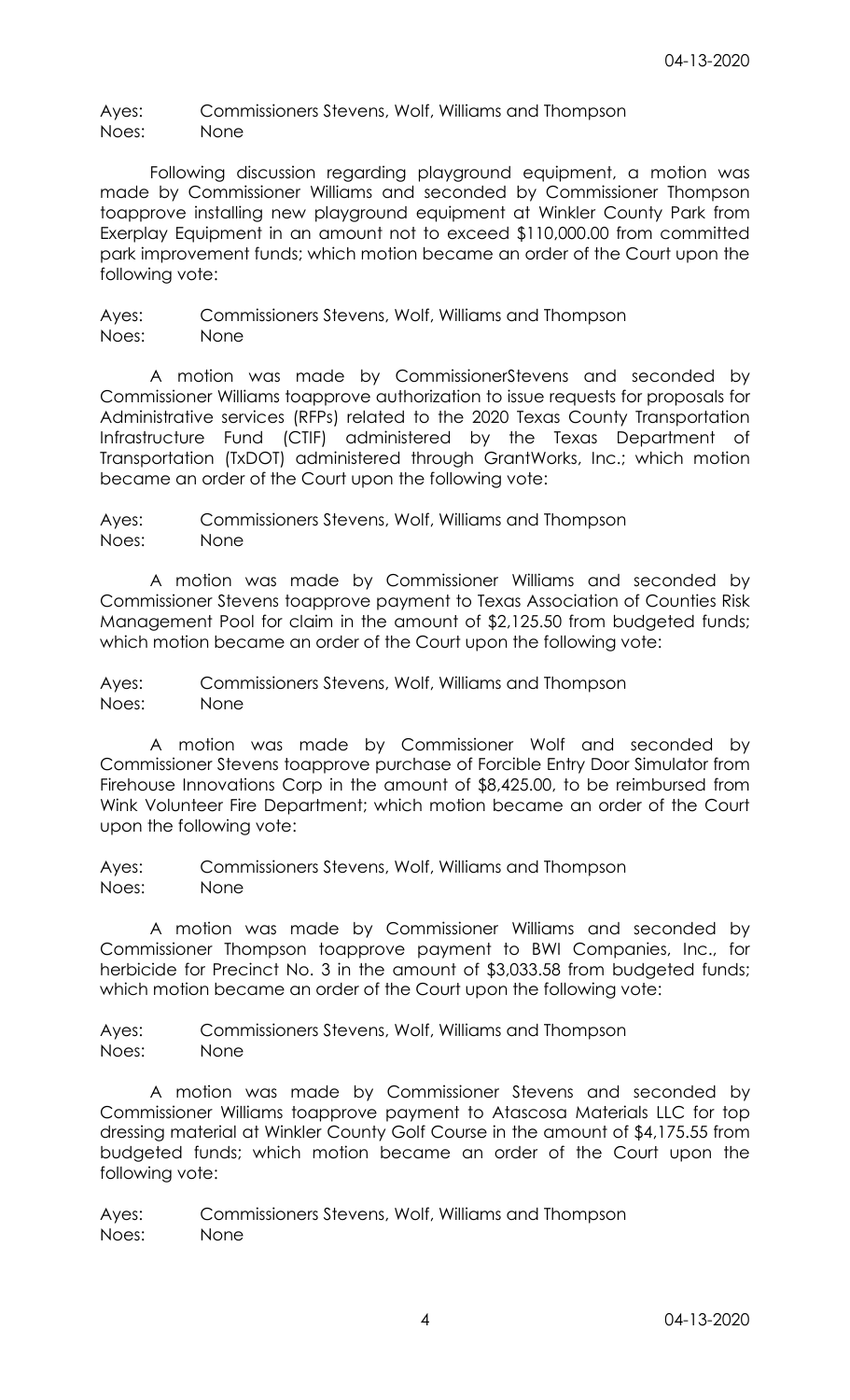Ayes: Commissioners Stevens, Wolf, Williams and Thompson
Noes: None

Following discussion regarding playground equipment, a motion was made by Commissioner Williams and seconded by Commissioner Thompson toapprove installing new playground equipment at Winkler County Park from Exerplay Equipment in an amount not to exceed $110,000.00 from committed park improvement funds; which motion became an order of the Court upon the following vote:

Ayes: Commissioners Stevens, Wolf, Williams and Thompson
Noes: None

A motion was made by CommissionerStevens and seconded by Commissioner Williams toapprove authorization to issue requests for proposals for Administrative services (RFPs) related to the 2020 Texas County Transportation Infrastructure Fund (CTIF) administered by the Texas Department of Transportation (TxDOT) administered through GrantWorks, Inc.; which motion became an order of the Court upon the following vote:

Ayes: Commissioners Stevens, Wolf, Williams and Thompson
Noes: None

A motion was made by Commissioner Williams and seconded by Commissioner Stevens toapprove payment to Texas Association of Counties Risk Management Pool for claim in the amount of $2,125.50 from budgeted funds; which motion became an order of the Court upon the following vote:

Ayes: Commissioners Stevens, Wolf, Williams and Thompson
Noes: None

A motion was made by Commissioner Wolf and seconded by Commissioner Stevens toapprove purchase of Forcible Entry Door Simulator from Firehouse Innovations Corp in the amount of $8,425.00, to be reimbursed from Wink Volunteer Fire Department; which motion became an order of the Court upon the following vote:

Ayes: Commissioners Stevens, Wolf, Williams and Thompson
Noes: None

A motion was made by Commissioner Williams and seconded by Commissioner Thompson toapprove payment to BWI Companies, Inc., for herbicide for Precinct No. 3 in the amount of $3,033.58 from budgeted funds; which motion became an order of the Court upon the following vote:

Ayes: Commissioners Stevens, Wolf, Williams and Thompson
Noes: None

A motion was made by Commissioner Stevens and seconded by Commissioner Williams toapprove payment to Atascosa Materials LLC for top dressing material at Winkler County Golf Course in the amount of $4,175.55 from budgeted funds; which motion became an order of the Court upon the following vote:

Ayes: Commissioners Stevens, Wolf, Williams and Thompson
Noes: None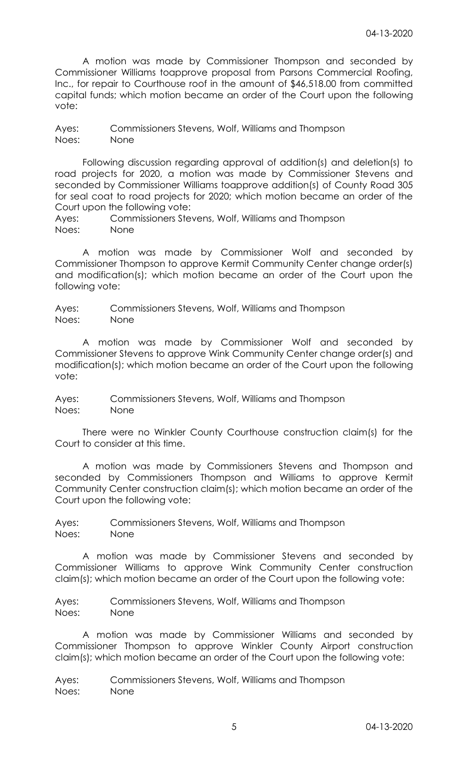A motion was made by Commissioner Thompson and seconded by Commissioner Williams toapprove proposal from Parsons Commercial Roofing, Inc., for repair to Courthouse roof in the amount of $46,518.00 from committed capital funds; which motion became an order of the Court upon the following vote:

Ayes: Commissioners Stevens, Wolf, Williams and Thompson
Noes: None

Following discussion regarding approval of addition(s) and deletion(s) to road projects for 2020, a motion was made by Commissioner Stevens and seconded by Commissioner Williams toapprove addition(s) of County Road 305 for seal coat to road projects for 2020; which motion became an order of the Court upon the following vote:

Ayes: Commissioners Stevens, Wolf, Williams and Thompson
Noes: None

A motion was made by Commissioner Wolf and seconded by Commissioner Thompson to approve Kermit Community Center change order(s) and modification(s); which motion became an order of the Court upon the following vote:

Ayes: Commissioners Stevens, Wolf, Williams and Thompson
Noes: None

A motion was made by Commissioner Wolf and seconded by Commissioner Stevens to approve Wink Community Center change order(s) and modification(s); which motion became an order of the Court upon the following vote:

Ayes: Commissioners Stevens, Wolf, Williams and Thompson
Noes: None

There were no Winkler County Courthouse construction claim(s) for the Court to consider at this time.

A motion was made by Commissioners Stevens and Thompson and seconded by Commissioners Thompson and Williams to approve Kermit Community Center construction claim(s); which motion became an order of the Court upon the following vote:

Ayes: Commissioners Stevens, Wolf, Williams and Thompson
Noes: None

A motion was made by Commissioner Stevens and seconded by Commissioner Williams to approve Wink Community Center construction claim(s); which motion became an order of the Court upon the following vote:

Ayes: Commissioners Stevens, Wolf, Williams and Thompson
Noes: None

A motion was made by Commissioner Williams and seconded by Commissioner Thompson to approve Winkler County Airport construction claim(s); which motion became an order of the Court upon the following vote:

Ayes: Commissioners Stevens, Wolf, Williams and Thompson
Noes: None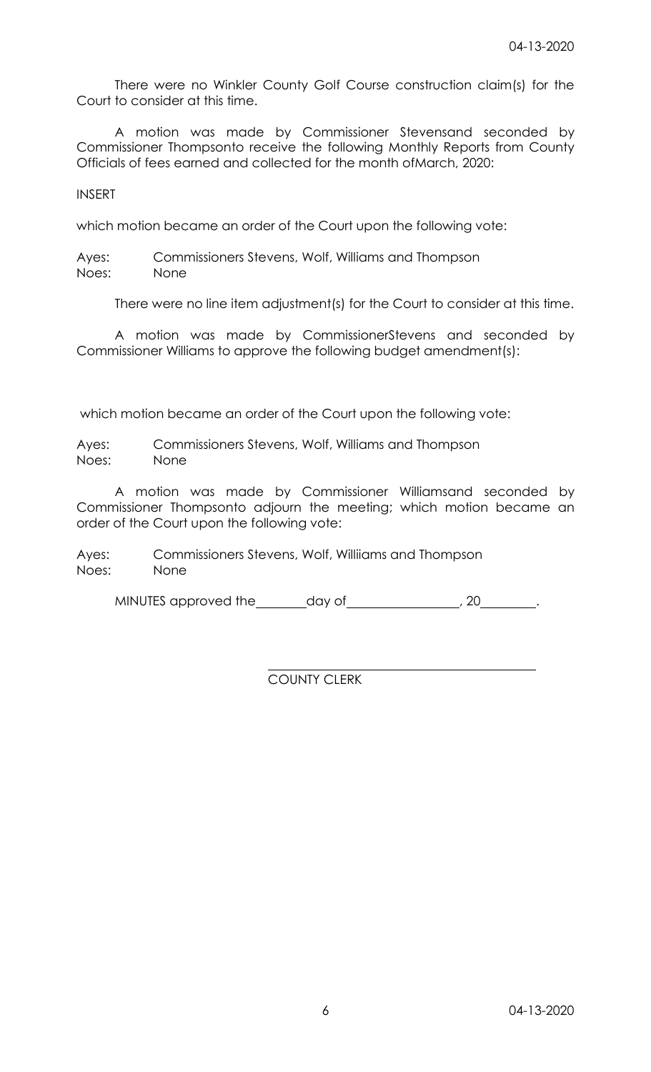There were no Winkler County Golf Course construction claim(s) for the Court to consider at this time.

A motion was made by Commissioner Stevensand seconded by Commissioner Thompsonto receive the following Monthly Reports from County Officials of fees earned and collected for the month ofMarch, 2020:

INSERT

which motion became an order of the Court upon the following vote:

Ayes: Commissioners Stevens, Wolf, Williams and Thompson
Noes: None

There were no line item adjustment(s) for the Court to consider at this time.

A motion was made by CommissionerStevens and seconded by Commissioner Williams to approve the following budget amendment(s):

which motion became an order of the Court upon the following vote:

Ayes: Commissioners Stevens, Wolf, Williams and Thompson
Noes: None

A motion was made by Commissioner Williamsand seconded by Commissioner Thompsonto adjourn the meeting; which motion became an order of the Court upon the following vote:

Ayes: Commissioners Stevens, Wolf, Williiams and Thompson
Noes: None

MINUTES approved the\_\_\_\_\_\_\_day of\_\_\_\_\_\_\_\_\_\_\_\_\_\_\_\_, 20\_\_\_\_\_\_\_\_.

\_\_\_\_\_\_\_\_\_\_\_\_\_\_\_\_\_\_\_\_\_\_\_\_\_\_\_\_\_\_\_\_\_\_\_\_\_\_\_\_
COUNTY CLERK